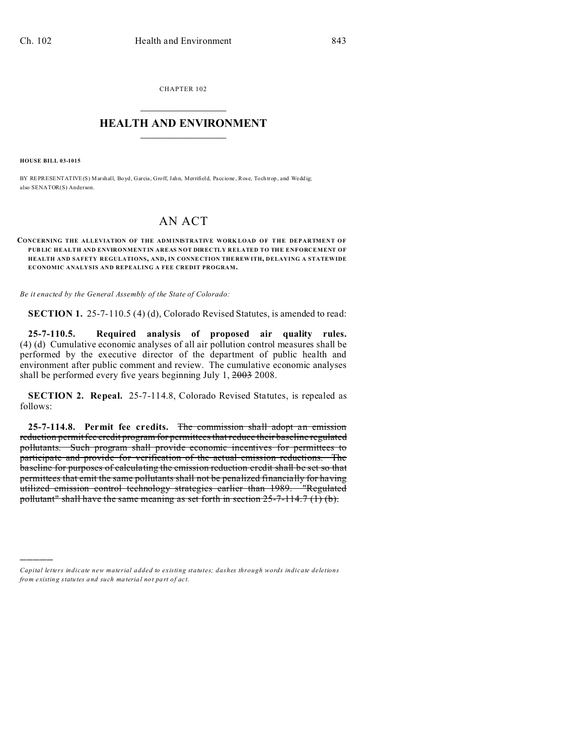CHAPTER 102

# HEALTH AND ENVIRONMENT

**HOUSE BILL 03-1015**

BY REPRESENTATIVE(S) Marshall, Boyd, Garcia, Groff, Jahn, Merrifield, Paccione, Rose, Tochtrop, and Weddig; also SENATOR(S) Anderson.

# AN ACT

**CONCERNING THE ALLEVIATION OF THE ADMINISTRATIVE WORKLOAD OF THE DEPARTMENT OF PUBLIC HEALTH AND ENVIRONMENT IN AREAS NOT DIRECTLY RELATED TO THE ENFORCEMENT OF HEALTH AND SAFETY REGULATIONS, AND, IN CONNECTION THEREWITH, DELAYING A STATEWIDE ECONOMIC ANALYSIS AND REPEALING A FEE CREDIT PROGRAM.**

*Be it enacted by the General Assembly of the State of Colorado:*

**SECTION 1.** 25-7-110.5 (4) (d), Colorado Revised Statutes, is amended to read:

**25-7-110.5. Required analysis of proposed air quality rules.** (4) (d) Cumulative economic analyses of all air pollution control measures shall be performed by the executive director of the department of public health and environment after public comment and review. The cumulative economic analyses shall be performed every five years beginning July 1, ~~2003~~ 2008.

**SECTION 2. Repeal.** 25-7-114.8, Colorado Revised Statutes, is repealed as follows:

**25-7-114.8. Permit fee credits.** ~~The commission shall adopt an emission reduction permit fee credit program for permittees that reduce their baseline regulated pollutants. Such program shall provide economic incentives for permittees to participate and provide for verification of the actual emission reductions. The baseline for purposes of calculating the emission reduction credit shall be set so that permittees that emit the same pollutants shall not be penalized financially for having utilized emission control technology strategies earlier than 1989. "Regulated pollutant" shall have the same meaning as set forth in section 25-7-114.7 (1) (b).~~

---

*Capital letters indicate new material added to existing statutes; dashes through words indicate deletions from existing statutes and such material not part of act.*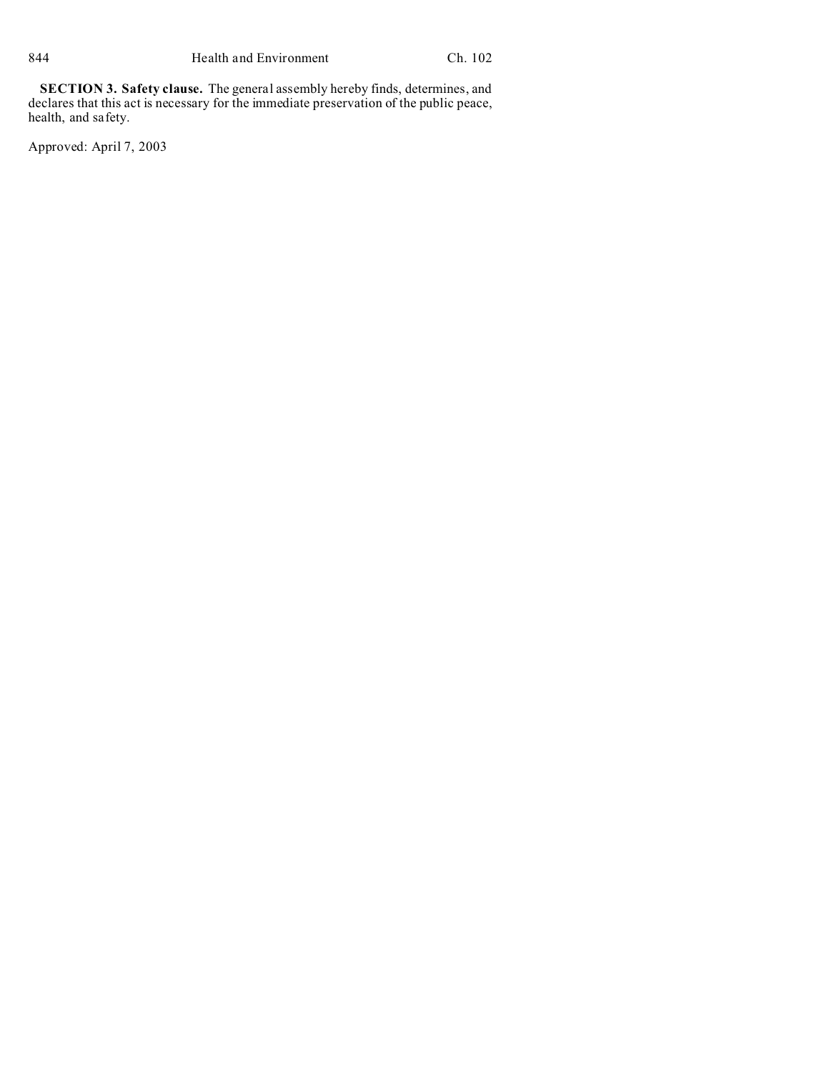**SECTION 3. Safety clause.** The general assembly hereby finds, determines, and declares that this act is necessary for the immediate preservation of the public peace, health, and safety.

Approved: April 7, 2003